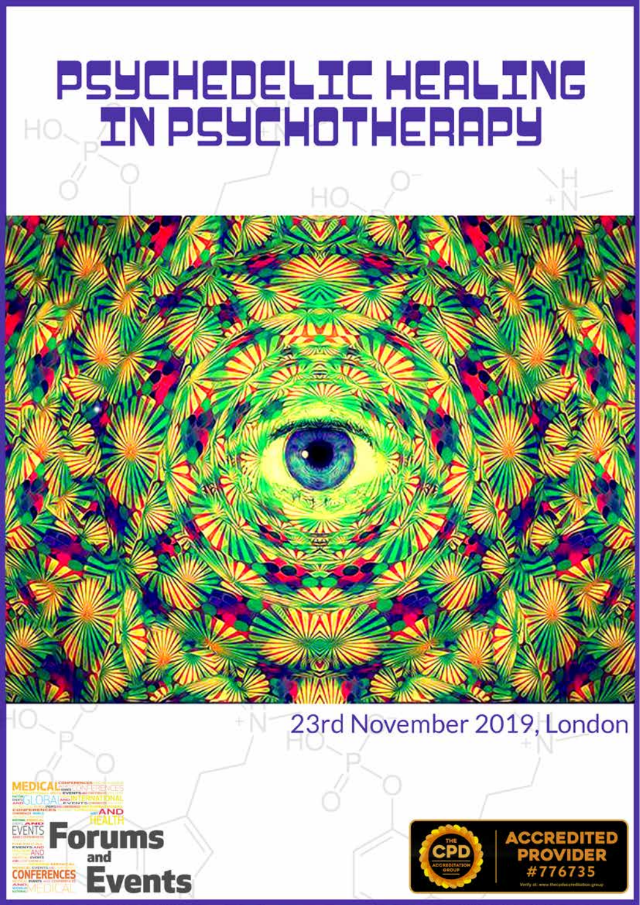# PSYCHEDELIC HEALING IN PSYCHOTHERAPY

23rd November 2019, London

Forums and Events

ACCREDITED PROVIDER #776735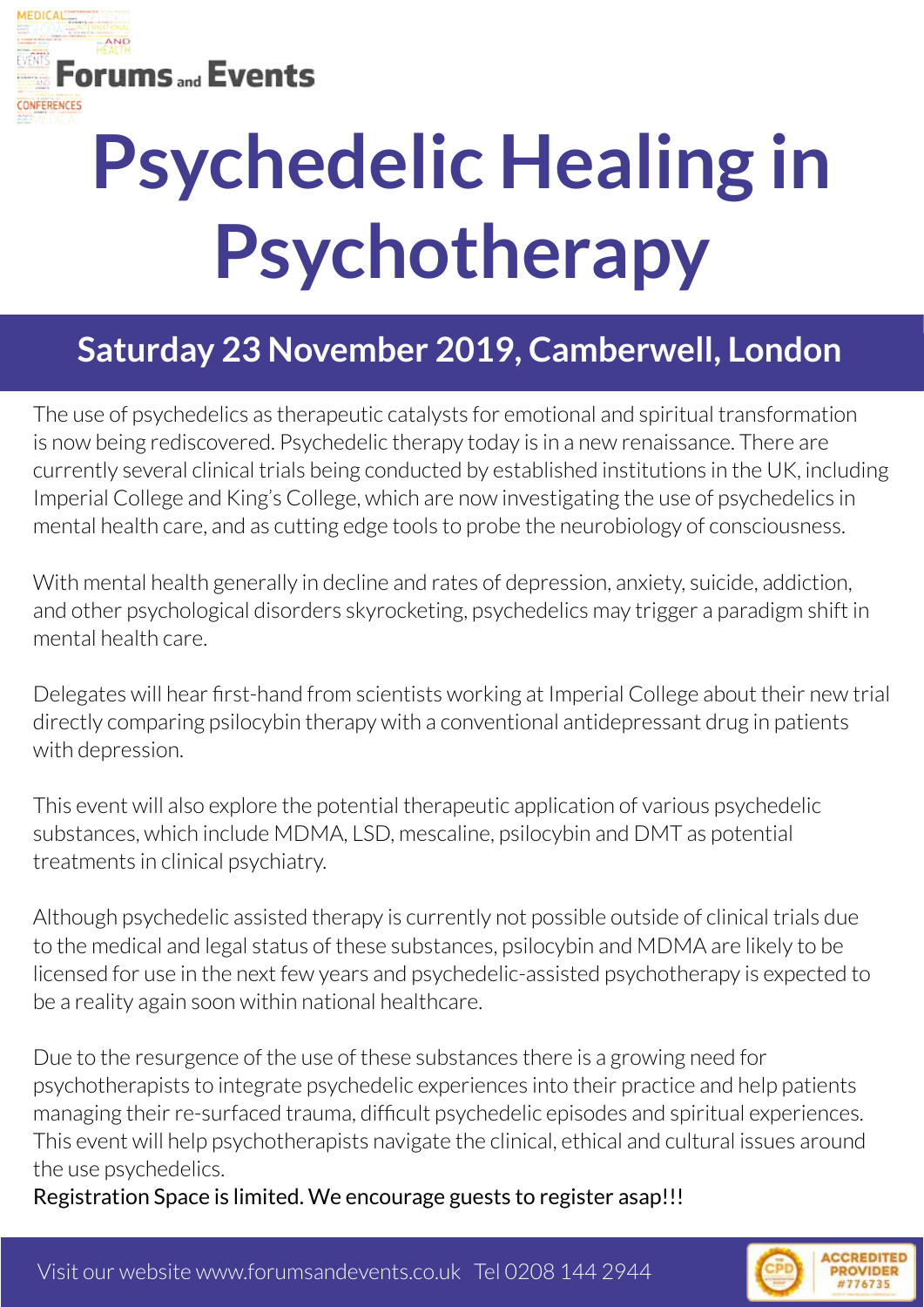Forums and Events

# Psychedelic Healing in Psychotherapy

## Saturday 23 November 2019, Camberwell, London

The use of psychedelics as therapeutic catalysts for emotional and spiritual transformation is now being rediscovered. Psychedelic therapy today is in a new renaissance. There are currently several clinical trials being conducted by established institutions in the UK, including Imperial College and King's College, which are now investigating the use of psychedelics in mental health care, and as cutting edge tools to probe the neurobiology of consciousness.

With mental health generally in decline and rates of depression, anxiety, suicide, addiction, and other psychological disorders skyrocketing, psychedelics may trigger a paradigm shift in mental health care.

Delegates will hear first-hand from scientists working at Imperial College about their new trial directly comparing psilocybin therapy with a conventional antidepressant drug in patients with depression.

This event will also explore the potential therapeutic application of various psychedelic substances, which include MDMA, LSD, mescaline, psilocybin and DMT as potential treatments in clinical psychiatry.

Although psychedelic assisted therapy is currently not possible outside of clinical trials due to the medical and legal status of these substances, psilocybin and MDMA are likely to be licensed for use in the next few years and psychedelic-assisted psychotherapy is expected to be a reality again soon within national healthcare.

Due to the resurgence of the use of these substances there is a growing need for psychotherapists to integrate psychedelic experiences into their practice and help patients managing their re-surfaced trauma, difficult psychedelic episodes and spiritual experiences. This event will help psychotherapists navigate the clinical, ethical and cultural issues around the use psychedelics.

Registration Space is limited. We encourage guests to register asap!!!

Visit our website www.forumsandevents.co.uk Tel 0208 144 2944

CPD ACCREDITED PROVIDER #776735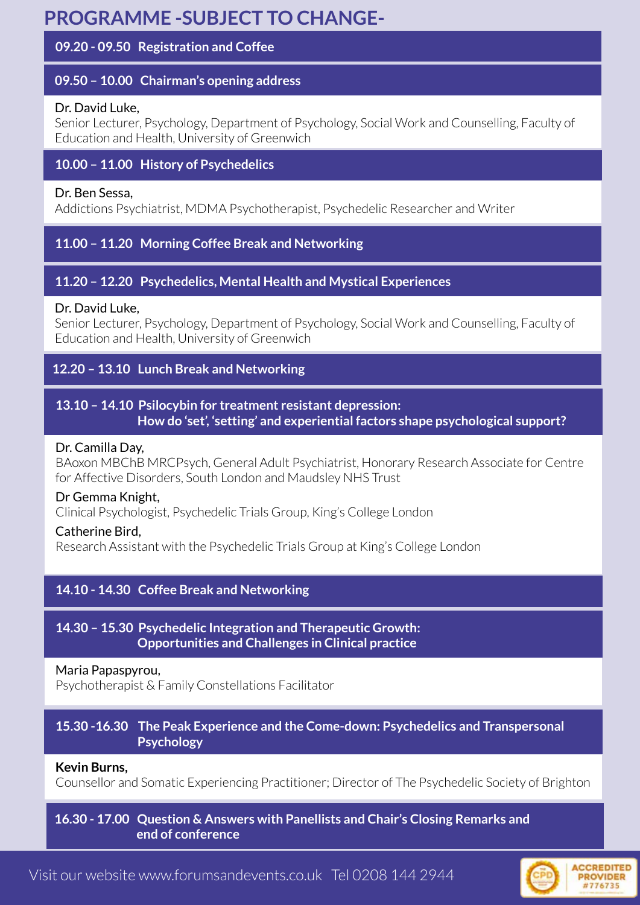# PROGRAMME -SUBJECT TO CHANGE-

**09.20 - 09.50 Registration and Coffee**

**09.50 – 10.00 Chairman's opening address**

Dr. David Luke,
Senior Lecturer, Psychology, Department of Psychology, Social Work and Counselling, Faculty of Education and Health, University of Greenwich

**10.00 – 11.00 History of Psychedelics**

Dr. Ben Sessa,
Addictions Psychiatrist, MDMA Psychotherapist, Psychedelic Researcher and Writer

**11.00 – 11.20 Morning Coffee Break and Networking**

**11.20 – 12.20 Psychedelics, Mental Health and Mystical Experiences**

Dr. David Luke,
Senior Lecturer, Psychology, Department of Psychology, Social Work and Counselling, Faculty of Education and Health, University of Greenwich

**12.20 – 13.10 Lunch Break and Networking**

**13.10 – 14.10 Psilocybin for treatment resistant depression: How do 'set', 'setting' and experiential factors shape psychological support?**

Dr. Camilla Day,
BAoxon MBChB MRCPsych, General Adult Psychiatrist, Honorary Research Associate for Centre for Affective Disorders, South London and Maudsley NHS Trust

Dr Gemma Knight,
Clinical Psychologist, Psychedelic Trials Group, King's College London

Catherine Bird,
Research Assistant with the Psychedelic Trials Group at King's College London

**14.10 - 14.30 Coffee Break and Networking**

**14.30 – 15.30 Psychedelic Integration and Therapeutic Growth: Opportunities and Challenges in Clinical practice**

Maria Papaspyrou,
Psychotherapist & Family Constellations Facilitator

**15.30 -16.30 The Peak Experience and the Come-down: Psychedelics and Transpersonal Psychology**

**Kevin Burns,**
Counsellor and Somatic Experiencing Practitioner; Director of The Psychedelic Society of Brighton

**16.30 - 17.00 Question & Answers with Panellists and Chair's Closing Remarks and end of conference**

Visit our website www.forumsandevents.co.uk Tel 0208 144 2944

ACCREDITED PROVIDER #776735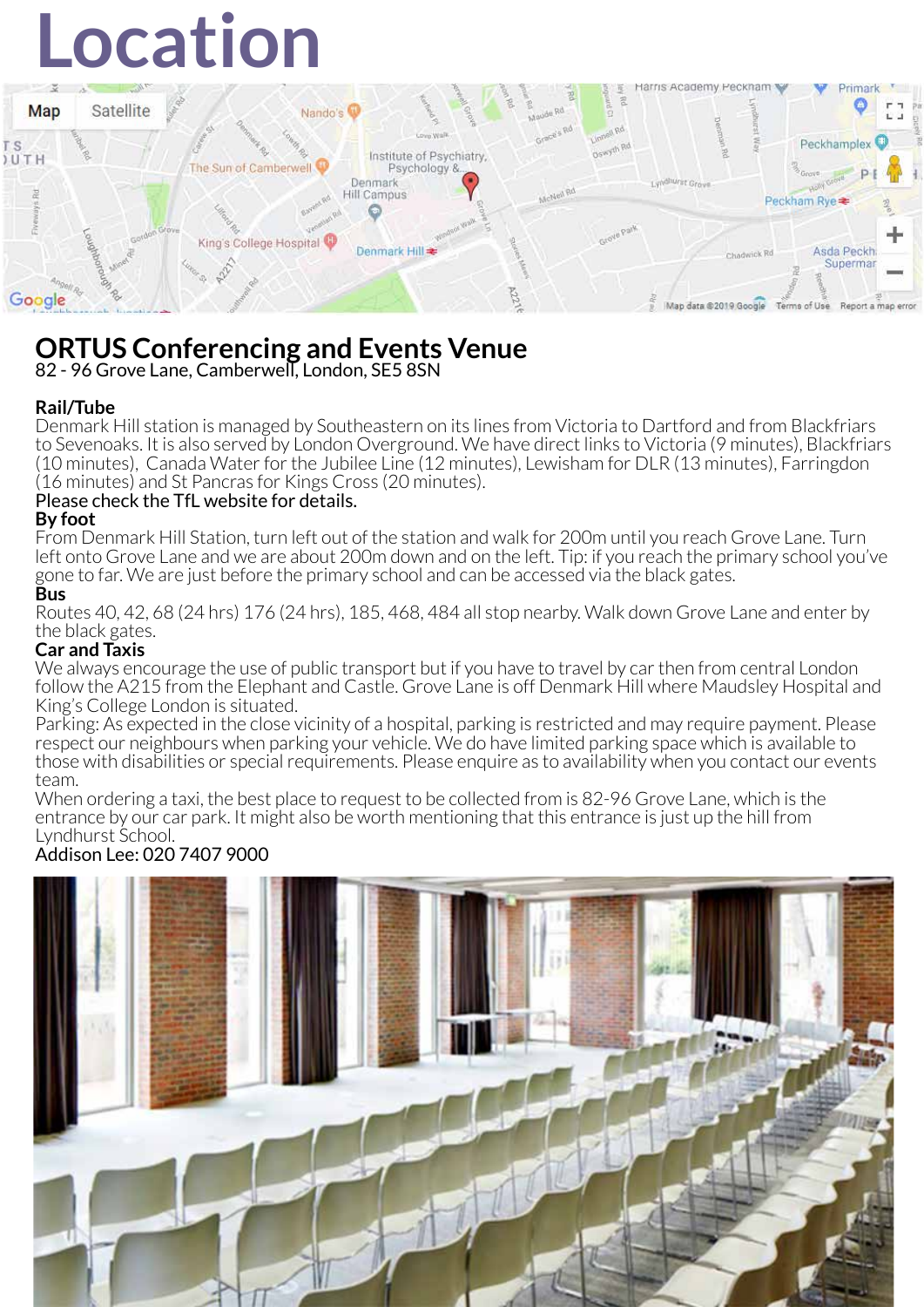# Location

## ORTUS Conferencing and Events Venue

82 - 96 Grove Lane, Camberwell, London, SE5 8SN

**Rail/Tube**

Denmark Hill station is managed by Southeastern on its lines from Victoria to Dartford and from Blackfriars to Sevenoaks. It is also served by London Overground. We have direct links to Victoria (9 minutes), Blackfriars (10 minutes), Canada Water for the Jubilee Line (12 minutes), Lewisham for DLR (13 minutes), Farringdon (16 minutes) and St Pancras for Kings Cross (20 minutes).

Please check the TfL website for details.

**By foot**

From Denmark Hill Station, turn left out of the station and walk for 200m until you reach Grove Lane. Turn left onto Grove Lane and we are about 200m down and on the left. Tip: if you reach the primary school you've gone to far. We are just before the primary school and can be accessed via the black gates.

**Bus**

Routes 40, 42, 68 (24 hrs) 176 (24 hrs), 185, 468, 484 all stop nearby. Walk down Grove Lane and enter by the black gates.

**Car and Taxis**

We always encourage the use of public transport but if you have to travel by car then from central London follow the A215 from the Elephant and Castle. Grove Lane is off Denmark Hill where Maudsley Hospital and King's College London is situated.

Parking: As expected in the close vicinity of a hospital, parking is restricted and may require payment. Please respect our neighbours when parking your vehicle. We do have limited parking space which is available to those with disabilities or special requirements. Please enquire as to availability when you contact our events team.

When ordering a taxi, the best place to request to be collected from is 82-96 Grove Lane, which is the entrance by our car park. It might also be worth mentioning that this entrance is just up the hill from Lyndhurst School.

Addison Lee: 020 7407 9000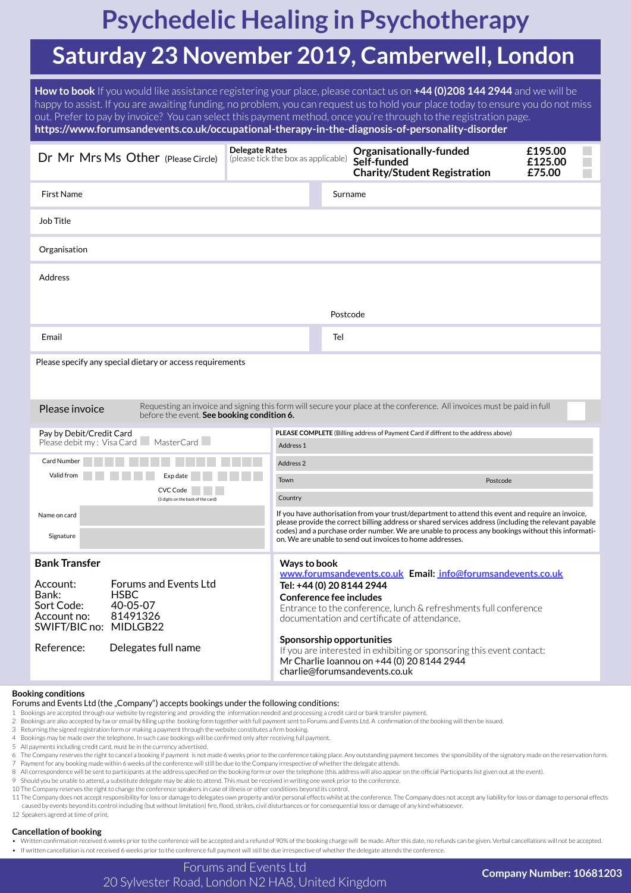# Psychedelic Healing in Psychotherapy

## Saturday 23 November 2019, Camberwell, London

**How to book** If you would like assistance registering your place, please contact us on **+44 (0)208 144 2944** and we will be happy to assist. If you are awaiting funding, no problem, you can request us to hold your place today to ensure you do not miss out. Prefer to pay by invoice? You can select this payment method, once you're through to the registration page.
**https://www.forumsandevents.co.uk/occupational-therapy-in-the-diagnosis-of-personality-disorder**

| | | | |
|---|---|---|---|
| Dr Mr Mrs Ms Other (Please Circle) | **Delegate Rates** (please tick the box as applicable) | **Organisationally-funded** | **£195.00** |
| | | **Self-funded** | **£125.00** |
| | | **Charity/Student Registration** | **£75.00** |

First Name

Surname

Job Title

Organisation

Address

Postcode

Email

Tel

Please specify any special dietary or access requirements

Please invoice — Requesting an invoice and signing this form will secure your place at the conference. All invoices must be paid in full before the event. **See booking condition 6.**

**Pay by Debit/Credit Card**
Please debit my : Visa Card MasterCard

Card Number

Valid from Exp date

CVC Code (3 digits on the back of the card)

Name on card

Signature

**PLEASE COMPLETE** (Billing address of Payment Card if diffrent to the address above)

Address 1

Address 2

Town Postcode

Country

If you have authorisation from your trust/department to attend this event and require an invoice, please provide the correct billing address or shared services address (including the relevant payable codes) and a purchase order number. We are unable to process any bookings without this information. We are unable to send out invoices to home addresses.

### Bank Transfer

| | |
|---|---|
| Account: | Forums and Events Ltd |
| Bank: | HSBC |
| Sort Code: | 40-05-07 |
| Account no: | 81491326 |
| SWIFT/BIC no: | MIDLGB22 |
| Reference: | Delegates full name |

**Ways to book**
www.forumsandevents.co.uk **Email:** info@forumsandevents.co.uk
**Tel: +44 (0) 20 8144 2944**

**Conference fee includes**
Entrance to the conference, lunch & refreshments full conference documentation and certificate of attendance.

**Sponsorship opportunities**
If you are interested in exhibiting or sponsoring this event contact:
Mr Charlie Ioannou on +44 (0) 20 8144 2944
charlie@forumsandevents.co.uk

### Booking conditions

Forums and Events Ltd (the „Company") accepts bookings under the following conditions:

1. Bookings are accepted through our website by registering and providing the information needed and processing a credit card or bank transfer payment.
2. Bookings are also accepted by fax or email by filling up the booking form together with full payment sent to Forums and Events Ltd. A confirmation of the booking will then be issued.
3. Returning the signed registration form or making a payment through the website constitutes a firm booking.
4. Bookings may be made over the telephone. In such case bookings will be confirmed only after receiving full payment.
5. All payments including credit card, must be in the currency advertised.
6. The Company reserves the right to cancel a booking if payment is not made 6 weeks prior to the conference taking place. Any outstanding payment becomes the sponsibility of the signatory made on the reservation form.
7. Payment for any booking made within 6 weeks of the conference will still be due to the Company irrespective of whether the delegate attends.
8. All correspondence will be sent to participants at the address specified on the booking form or over the telephone (this address will also appear on the official Participants list given out at the event).
9. Should you be unable to attend, a substitute delegate may be able to attend. This must be received in writing one week prior to the conference.
10. The Company reserves the right to change the conference speakers in case of illness or other conditions beyond its control.
11. The Company does not accept responsibility for loss or damage to delegates own property and/or personal effects whilst at the conference. The Company does not accept any liability for loss or damage to personal effects caused by events beyond its control including (but without limitation) fire, flood, strikes, civil disturbances or for consequential loss or damage of any kind whatsoever.
12. Speakers agreed at time of print.

### Cancellation of booking

- Written confirmation received 6 weeks prior to the conference will be accepted and a refund of 90% of the booking charge will be made. After this date, no refunds can be given. Verbal cancellations will not be accepted.
- If written cancellation is not received 6 weeks prior to the conference full payment will still be due irrespective of whether the delegate attends the conference.

Forums and Events Ltd
20 Sylvester Road, London N2 HA8, United Kingdom

**Company Number: 10681203**